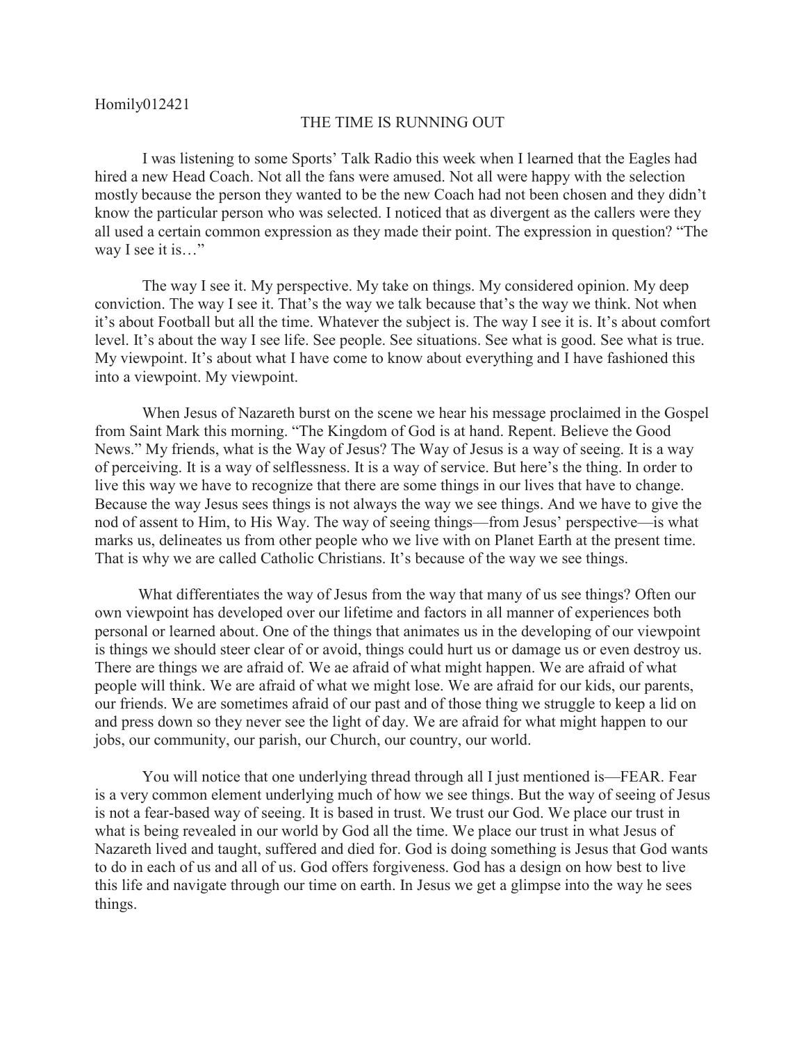Homily012421

# THE TIME IS RUNNING OUT

I was listening to some Sports' Talk Radio this week when I learned that the Eagles had hired a new Head Coach. Not all the fans were amused. Not all were happy with the selection mostly because the person they wanted to be the new Coach had not been chosen and they didn't know the particular person who was selected. I noticed that as divergent as the callers were they all used a certain common expression as they made their point. The expression in question? "The way I see it is…"

The way I see it. My perspective. My take on things. My considered opinion. My deep conviction. The way I see it. That's the way we talk because that's the way we think. Not when it's about Football but all the time. Whatever the subject is. The way I see it is. It's about comfort level. It's about the way I see life. See people. See situations. See what is good. See what is true. My viewpoint. It's about what I have come to know about everything and I have fashioned this into a viewpoint. My viewpoint.

When Jesus of Nazareth burst on the scene we hear his message proclaimed in the Gospel from Saint Mark this morning. "The Kingdom of God is at hand. Repent. Believe the Good News." My friends, what is the Way of Jesus? The Way of Jesus is a way of seeing. It is a way of perceiving. It is a way of selflessness. It is a way of service. But here's the thing. In order to live this way we have to recognize that there are some things in our lives that have to change. Because the way Jesus sees things is not always the way we see things. And we have to give the nod of assent to Him, to His Way. The way of seeing things—from Jesus' perspective—is what marks us, delineates us from other people who we live with on Planet Earth at the present time. That is why we are called Catholic Christians. It's because of the way we see things.

What differentiates the way of Jesus from the way that many of us see things? Often our own viewpoint has developed over our lifetime and factors in all manner of experiences both personal or learned about. One of the things that animates us in the developing of our viewpoint is things we should steer clear of or avoid, things could hurt us or damage us or even destroy us. There are things we are afraid of. We ae afraid of what might happen. We are afraid of what people will think. We are afraid of what we might lose. We are afraid for our kids, our parents, our friends. We are sometimes afraid of our past and of those thing we struggle to keep a lid on and press down so they never see the light of day. We are afraid for what might happen to our jobs, our community, our parish, our Church, our country, our world.

You will notice that one underlying thread through all I just mentioned is—FEAR. Fear is a very common element underlying much of how we see things. But the way of seeing of Jesus is not a fear-based way of seeing. It is based in trust. We trust our God. We place our trust in what is being revealed in our world by God all the time. We place our trust in what Jesus of Nazareth lived and taught, suffered and died for. God is doing something is Jesus that God wants to do in each of us and all of us. God offers forgiveness. God has a design on how best to live this life and navigate through our time on earth. In Jesus we get a glimpse into the way he sees things.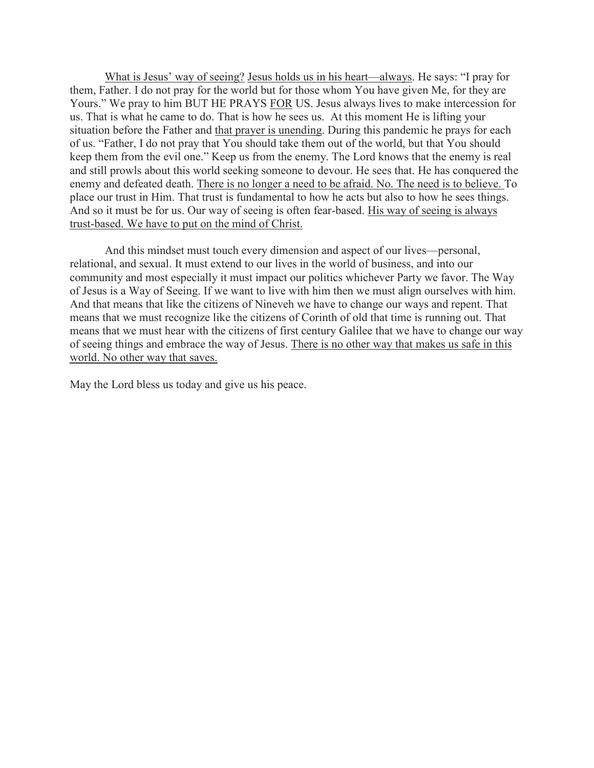<u>What is Jesus' way of seeing?</u> <u>Jesus holds us in his heart—always</u>. He says: "I pray for them, Father. I do not pray for the world but for those whom You have given Me, for they are Yours." We pray to him BUT HE PRAYS <u>FOR</u> US. Jesus always lives to make intercession for us. That is what he came to do. That is how he sees us. At this moment He is lifting your situation before the Father and <u>that prayer is unending</u>. During this pandemic he prays for each of us. "Father, I do not pray that You should take them out of the world, but that You should keep them from the evil one." Keep us from the enemy. The Lord knows that the enemy is real and still prowls about this world seeking someone to devour. He sees that. He has conquered the enemy and defeated death. <u>There is no longer a need to be afraid. No. The need is to believe.</u> To place our trust in Him. That trust is fundamental to how he acts but also to how he sees things. And so it must be for us. Our way of seeing is often fear-based. <u>His way of seeing is always trust-based. We have to put on the mind of Christ.</u>

And this mindset must touch every dimension and aspect of our lives—personal, relational, and sexual. It must extend to our lives in the world of business, and into our community and most especially it must impact our politics whichever Party we favor. The Way of Jesus is a Way of Seeing. If we want to live with him then we must align ourselves with him. And that means that like the citizens of Nineveh we have to change our ways and repent. That means that we must recognize like the citizens of Corinth of old that time is running out. That means that we must hear with the citizens of first century Galilee that we have to change our way of seeing things and embrace the way of Jesus. <u>There is no other way that makes us safe in this world. No other way that saves.</u>

May the Lord bless us today and give us his peace.